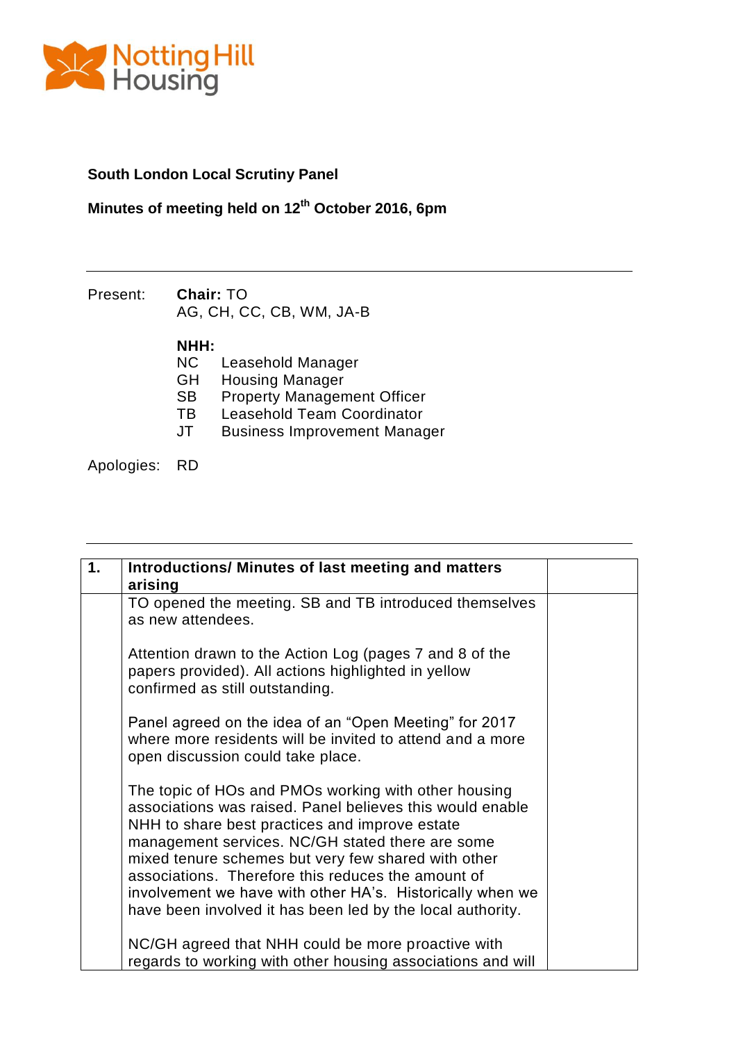**South London Local Scrutiny Panel**

**Minutes of meeting held on 12th October 2016, 6pm**

---

Present: **Chair:** TO
AG, CH, CC, CB, WM, JA-B

**NHH:**
NC Leasehold Manager
GH Housing Manager
SB Property Management Officer
TB Leasehold Team Coordinator
JT Business Improvement Manager

Apologies: RD

---

| 1. | Introductions/ Minutes of last meeting and matters arising | |
|---|---|---|
| | TO opened the meeting. SB and TB introduced themselves as new attendees.<br><br>Attention drawn to the Action Log (pages 7 and 8 of the papers provided). All actions highlighted in yellow confirmed as still outstanding.<br><br>Panel agreed on the idea of an "Open Meeting" for 2017 where more residents will be invited to attend and a more open discussion could take place.<br><br>The topic of HOs and PMOs working with other housing associations was raised. Panel believes this would enable NHH to share best practices and improve estate management services. NC/GH stated there are some mixed tenure schemes but very few shared with other associations. Therefore this reduces the amount of involvement we have with other HA's. Historically when we have been involved it has been led by the local authority.<br><br>NC/GH agreed that NHH could be more proactive with regards to working with other housing associations and will | |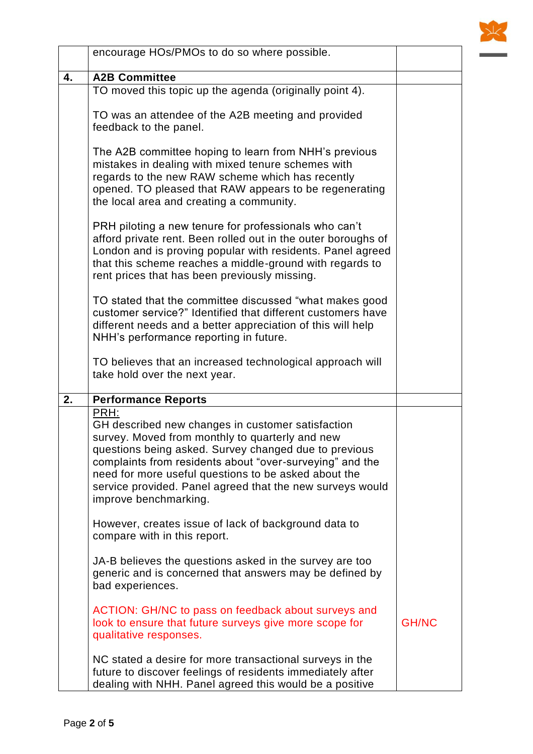| | | |
|---|---|---|
| | encourage HOs/PMOs to do so where possible. | |
| **4.** | **A2B Committee** | |
| | TO moved this topic up the agenda (originally point 4).<br><br>TO was an attendee of the A2B meeting and provided feedback to the panel.<br><br>The A2B committee hoping to learn from NHH's previous mistakes in dealing with mixed tenure schemes with regards to the new RAW scheme which has recently opened. TO pleased that RAW appears to be regenerating the local area and creating a community.<br><br>PRH piloting a new tenure for professionals who can't afford private rent. Been rolled out in the outer boroughs of London and is proving popular with residents. Panel agreed that this scheme reaches a middle-ground with regards to rent prices that has been previously missing.<br><br>TO stated that the committee discussed "what makes good customer service?" Identified that different customers have different needs and a better appreciation of this will help NHH's performance reporting in future.<br><br>TO believes that an increased technological approach will take hold over the next year. | |
| **2.** | **Performance Reports** | |
| | <u>PRH:</u><br>GH described new changes in customer satisfaction survey. Moved from monthly to quarterly and new questions being asked. Survey changed due to previous complaints from residents about "over-surveying" and the need for more useful questions to be asked about the service provided. Panel agreed that the new surveys would improve benchmarking.<br><br>However, creates issue of lack of background data to compare with in this report.<br><br>JA-B believes the questions asked in the survey are too generic and is concerned that answers may be defined by bad experiences.<br><br>ACTION: GH/NC to pass on feedback about surveys and look to ensure that future surveys give more scope for qualitative responses.<br><br>NC stated a desire for more transactional surveys in the future to discover feelings of residents immediately after dealing with NHH. Panel agreed this would be a positive | GH/NC |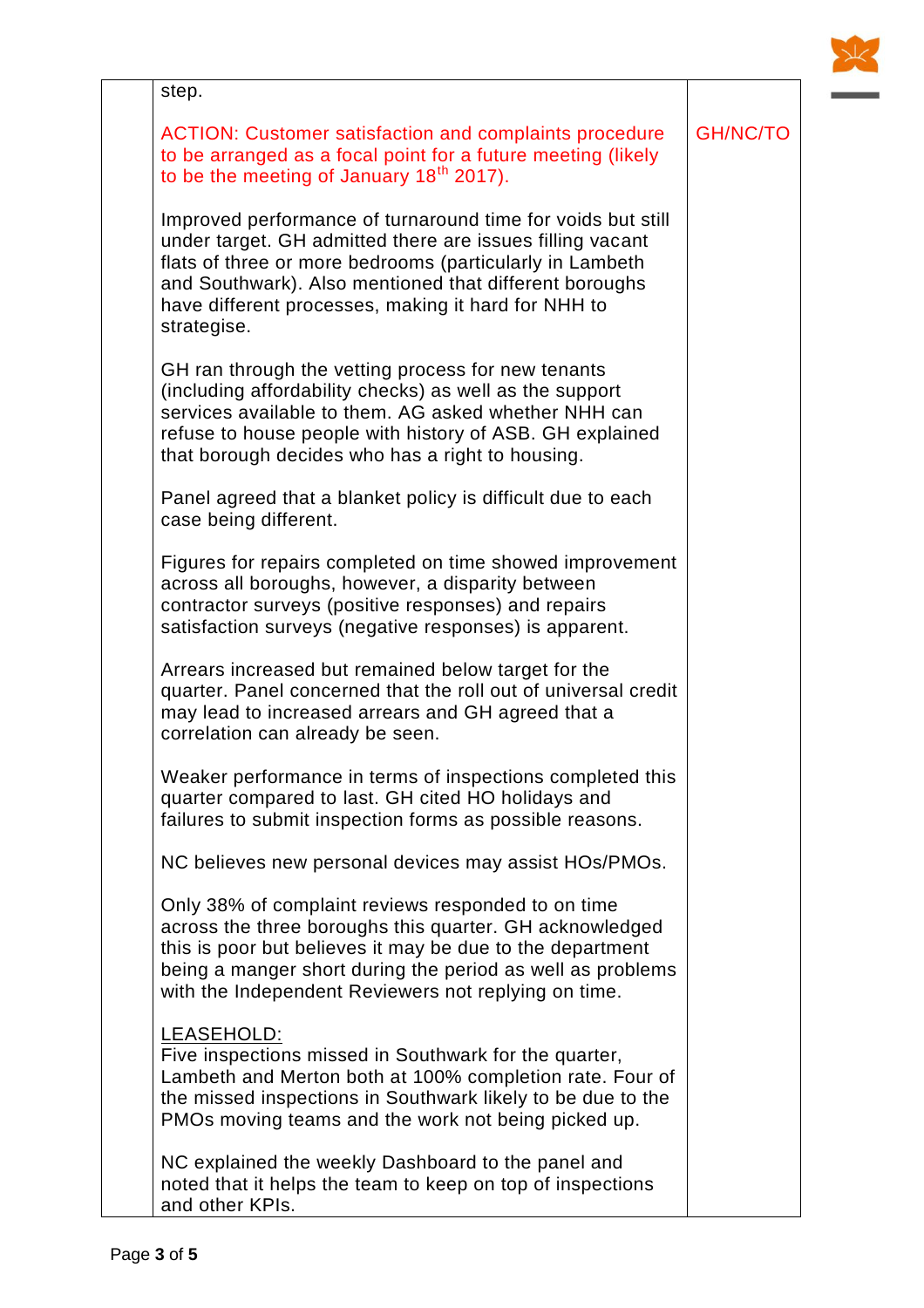| | | |
|---|---|---|
| | step.<br><br>ACTION: Customer satisfaction and complaints procedure to be arranged as a focal point for a future meeting (likely to be the meeting of January 18th 2017).<br><br>Improved performance of turnaround time for voids but still under target. GH admitted there are issues filling vacant flats of three or more bedrooms (particularly in Lambeth and Southwark). Also mentioned that different boroughs have different processes, making it hard for NHH to strategise.<br><br>GH ran through the vetting process for new tenants (including affordability checks) as well as the support services available to them. AG asked whether NHH can refuse to house people with history of ASB. GH explained that borough decides who has a right to housing.<br><br>Panel agreed that a blanket policy is difficult due to each case being different.<br><br>Figures for repairs completed on time showed improvement across all boroughs, however, a disparity between contractor surveys (positive responses) and repairs satisfaction surveys (negative responses) is apparent.<br><br>Arrears increased but remained below target for the quarter. Panel concerned that the roll out of universal credit may lead to increased arrears and GH agreed that a correlation can already be seen.<br><br>Weaker performance in terms of inspections completed this quarter compared to last. GH cited HO holidays and failures to submit inspection forms as possible reasons.<br><br>NC believes new personal devices may assist HOs/PMOs.<br><br>Only 38% of complaint reviews responded to on time across the three boroughs this quarter. GH acknowledged this is poor but believes it may be due to the department being a manger short during the period as well as problems with the Independent Reviewers not replying on time.<br><br><u>LEASEHOLD:</u><br>Five inspections missed in Southwark for the quarter, Lambeth and Merton both at 100% completion rate. Four of the missed inspections in Southwark likely to be due to the PMOs moving teams and the work not being picked up.<br><br>NC explained the weekly Dashboard to the panel and noted that it helps the team to keep on top of inspections and other KPIs. | <br><br>GH/NC/TO |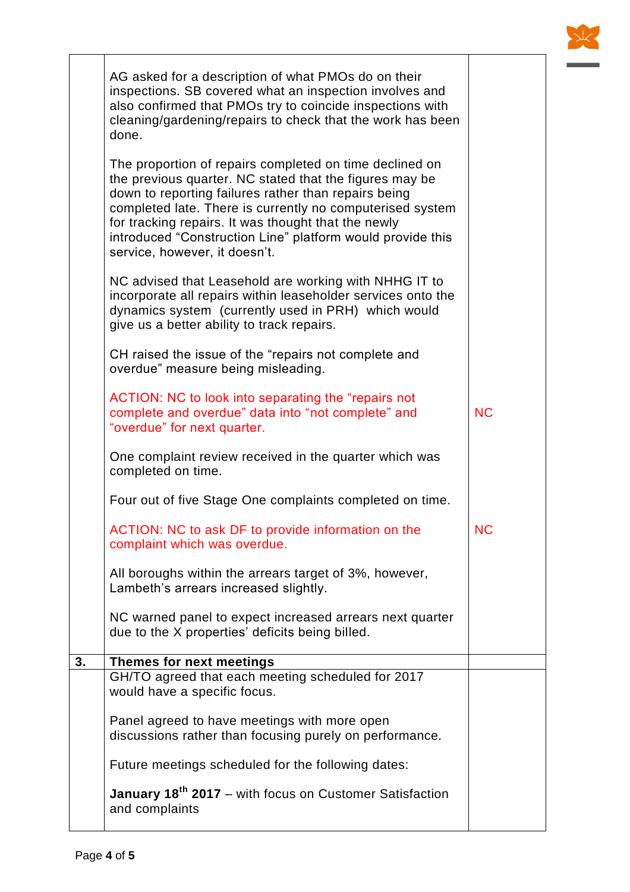| | | |
|---|---|---|
| | AG asked for a description of what PMOs do on their inspections. SB covered what an inspection involves and also confirmed that PMOs try to coincide inspections with cleaning/gardening/repairs to check that the work has been done.<br><br>The proportion of repairs completed on time declined on the previous quarter. NC stated that the figures may be down to reporting failures rather than repairs being completed late. There is currently no computerised system for tracking repairs. It was thought that the newly introduced "Construction Line" platform would provide this service, however, it doesn't.<br><br>NC advised that Leasehold are working with NHHG IT to incorporate all repairs within leaseholder services onto the dynamics system (currently used in PRH) which would give us a better ability to track repairs.<br><br>CH raised the issue of the "repairs not complete and overdue" measure being misleading.<br><br>ACTION: NC to look into separating the "repairs not complete and overdue" data into "not complete" and "overdue" for next quarter.<br><br>One complaint review received in the quarter which was completed on time.<br><br>Four out of five Stage One complaints completed on time.<br><br>ACTION: NC to ask DF to provide information on the complaint which was overdue.<br><br>All boroughs within the arrears target of 3%, however, Lambeth's arrears increased slightly.<br><br>NC warned panel to expect increased arrears next quarter due to the X properties' deficits being billed. | <br><br><br><br><br><br><br><br><br><br><br><br><br><br><br><br>NC<br><br><br><br><br><br>NC |
| **3.** | **Themes for next meetings** | |
| | GH/TO agreed that each meeting scheduled for 2017 would have a specific focus.<br><br>Panel agreed to have meetings with more open discussions rather than focusing purely on performance.<br><br>Future meetings scheduled for the following dates:<br><br>**January 18th 2017** – with focus on Customer Satisfaction and complaints | |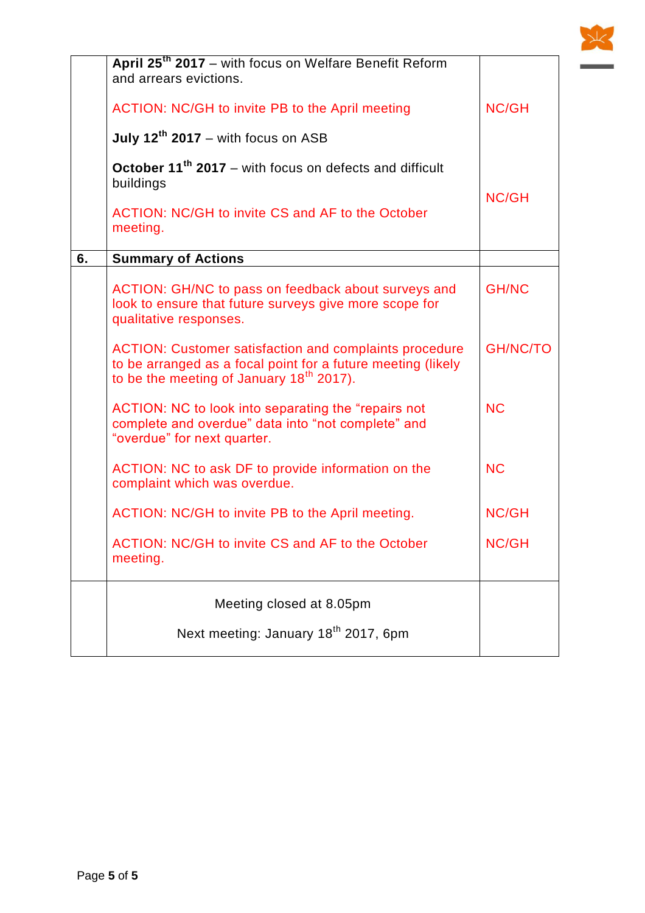| | | |
|---|---|---|
| | **April 25th 2017** – with focus on Welfare Benefit Reform and arrears evictions.<br><br>ACTION: NC/GH to invite PB to the April meeting<br><br>**July 12th 2017** – with focus on ASB<br><br>**October 11th 2017** – with focus on defects and difficult buildings<br><br>ACTION: NC/GH to invite CS and AF to the October meeting. | NC/GH<br><br>NC/GH |
| **6.** | **Summary of Actions** | |
| | ACTION: GH/NC to pass on feedback about surveys and look to ensure that future surveys give more scope for qualitative responses. | GH/NC |
| | ACTION: Customer satisfaction and complaints procedure to be arranged as a focal point for a future meeting (likely to be the meeting of January 18th 2017). | GH/NC/TO |
| | ACTION: NC to look into separating the "repairs not complete and overdue" data into "not complete" and "overdue" for next quarter. | NC |
| | ACTION: NC to ask DF to provide information on the complaint which was overdue. | NC |
| | ACTION: NC/GH to invite PB to the April meeting. | NC/GH |
| | ACTION: NC/GH to invite CS and AF to the October meeting. | NC/GH |
| | Meeting closed at 8.05pm<br><br>Next meeting: January 18th 2017, 6pm | |